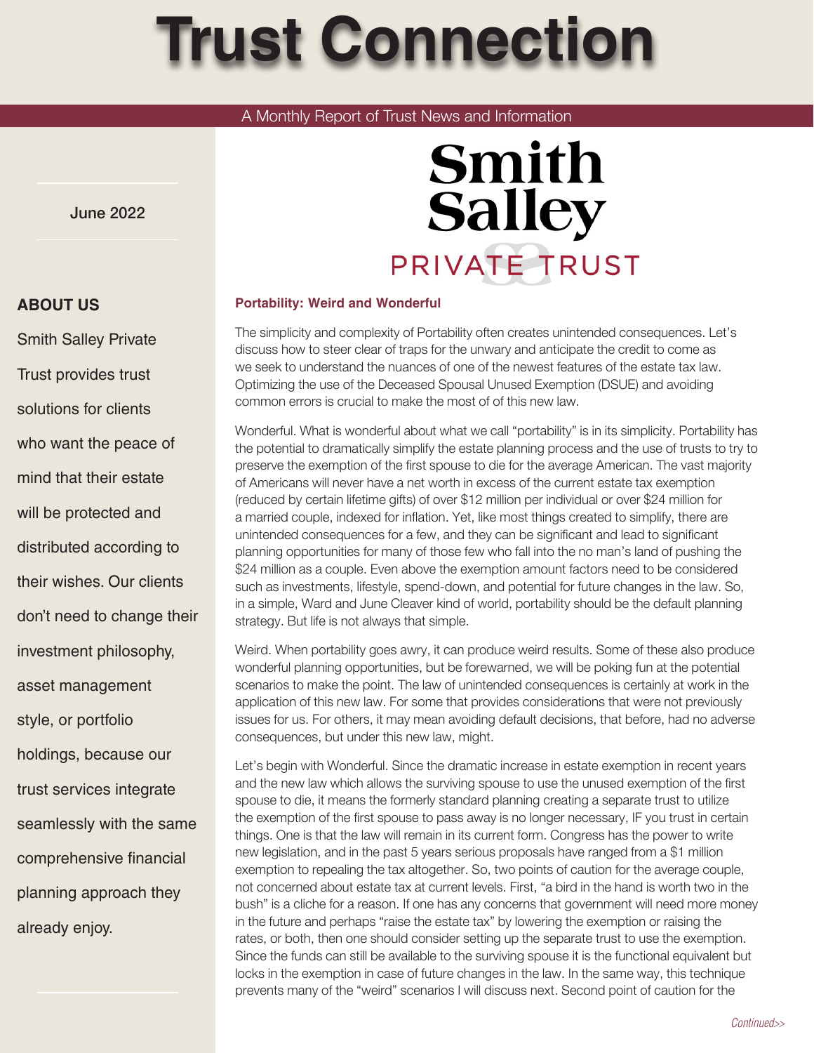# Trust Connection

A Monthly Report of Trust News and Information

June 2022

Smith Salley PRIVATE TRUST

**ABOUT US**

Smith Salley Private Trust provides trust solutions for clients who want the peace of mind that their estate will be protected and distributed according to their wishes. Our clients don't need to change their investment philosophy, asset management style, or portfolio holdings, because our trust services integrate seamlessly with the same comprehensive financial planning approach they already enjoy.

## Portability: Weird and Wonderful

The simplicity and complexity of Portability often creates unintended consequences. Let's discuss how to steer clear of traps for the unwary and anticipate the credit to come as we seek to understand the nuances of one of the newest features of the estate tax law. Optimizing the use of the Deceased Spousal Unused Exemption (DSUE) and avoiding common errors is crucial to make the most of of this new law.

Wonderful. What is wonderful about what we call "portability" is in its simplicity. Portability has the potential to dramatically simplify the estate planning process and the use of trusts to try to preserve the exemption of the first spouse to die for the average American. The vast majority of Americans will never have a net worth in excess of the current estate tax exemption (reduced by certain lifetime gifts) of over $12 million per individual or over $24 million for a married couple, indexed for inflation. Yet, like most things created to simplify, there are unintended consequences for a few, and they can be significant and lead to significant planning opportunities for many of those few who fall into the no man's land of pushing the $24 million as a couple. Even above the exemption amount factors need to be considered such as investments, lifestyle, spend-down, and potential for future changes in the law. So, in a simple, Ward and June Cleaver kind of world, portability should be the default planning strategy. But life is not always that simple.

Weird. When portability goes awry, it can produce weird results. Some of these also produce wonderful planning opportunities, but be forewarned, we will be poking fun at the potential scenarios to make the point. The law of unintended consequences is certainly at work in the application of this new law. For some that provides considerations that were not previously issues for us. For others, it may mean avoiding default decisions, that before, had no adverse consequences, but under this new law, might.

Let's begin with Wonderful. Since the dramatic increase in estate exemption in recent years and the new law which allows the surviving spouse to use the unused exemption of the first spouse to die, it means the formerly standard planning creating a separate trust to utilize the exemption of the first spouse to pass away is no longer necessary, IF you trust in certain things. One is that the law will remain in its current form. Congress has the power to write new legislation, and in the past 5 years serious proposals have ranged from a $1 million exemption to repealing the tax altogether. So, two points of caution for the average couple, not concerned about estate tax at current levels. First, "a bird in the hand is worth two in the bush" is a cliche for a reason. If one has any concerns that government will need more money in the future and perhaps "raise the estate tax" by lowering the exemption or raising the rates, or both, then one should consider setting up the separate trust to use the exemption. Since the funds can still be available to the surviving spouse it is the functional equivalent but locks in the exemption in case of future changes in the law. In the same way, this technique prevents many of the "weird" scenarios I will discuss next. Second point of caution for the

*Continued>>*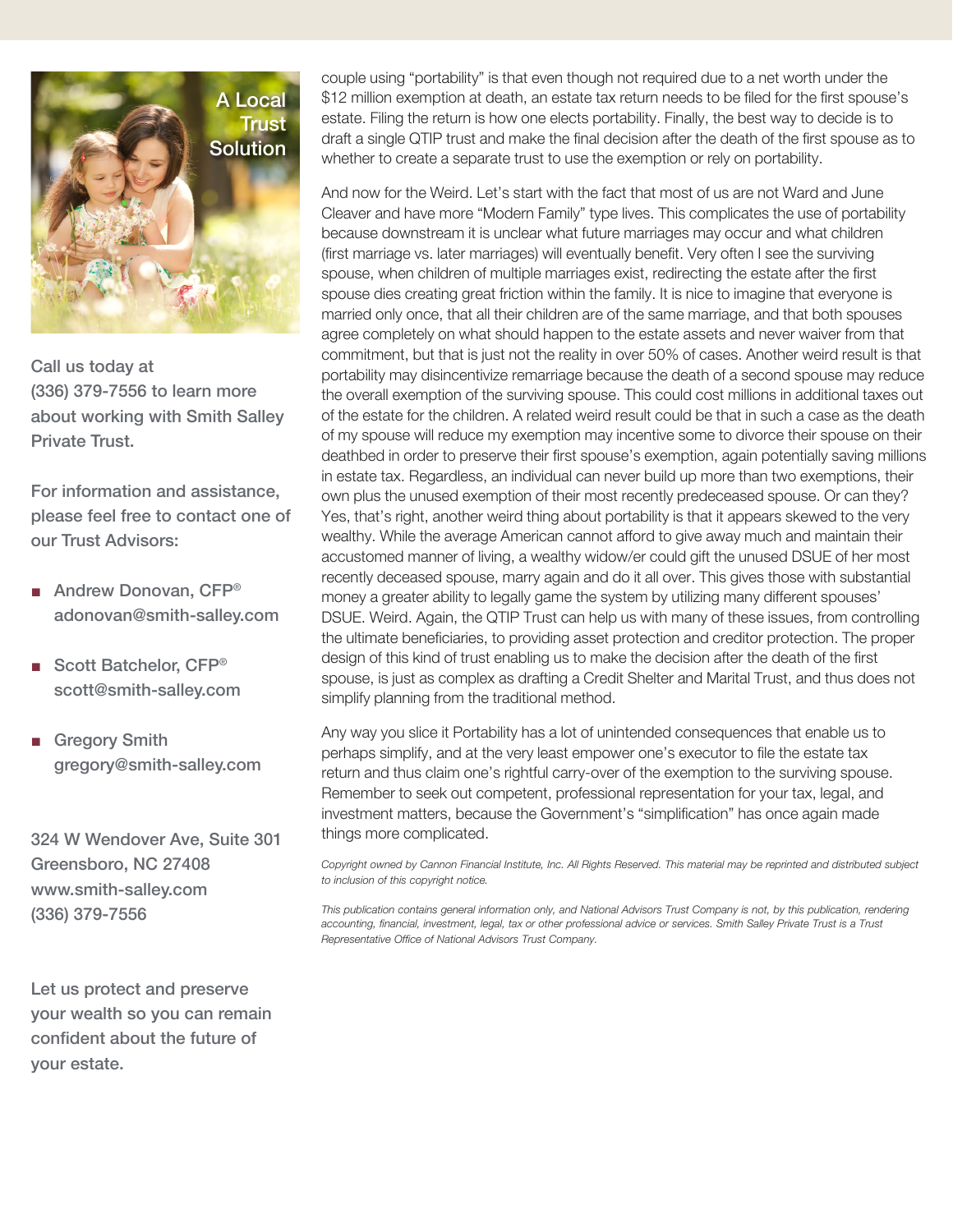couple using "portability" is that even though not required due to a net worth under the $12 million exemption at death, an estate tax return needs to be filed for the first spouse's estate. Filing the return is how one elects portability. Finally, the best way to decide is to draft a single QTIP trust and make the final decision after the death of the first spouse as to whether to create a separate trust to use the exemption or rely on portability.

And now for the Weird. Let's start with the fact that most of us are not Ward and June Cleaver and have more "Modern Family" type lives. This complicates the use of portability because downstream it is unclear what future marriages may occur and what children (first marriage vs. later marriages) will eventually benefit. Very often I see the surviving spouse, when children of multiple marriages exist, redirecting the estate after the first spouse dies creating great friction within the family. It is nice to imagine that everyone is married only once, that all their children are of the same marriage, and that both spouses agree completely on what should happen to the estate assets and never waiver from that commitment, but that is just not the reality in over 50% of cases. Another weird result is that portability may disincentivize remarriage because the death of a second spouse may reduce the overall exemption of the surviving spouse. This could cost millions in additional taxes out of the estate for the children. A related weird result could be that in such a case as the death of my spouse will reduce my exemption may incentive some to divorce their spouse on their deathbed in order to preserve their first spouse's exemption, again potentially saving millions in estate tax. Regardless, an individual can never build up more than two exemptions, their own plus the unused exemption of their most recently predeceased spouse. Or can they? Yes, that's right, another weird thing about portability is that it appears skewed to the very wealthy. While the average American cannot afford to give away much and maintain their accustomed manner of living, a wealthy widow/er could gift the unused DSUE of her most recently deceased spouse, marry again and do it all over. This gives those with substantial money a greater ability to legally game the system by utilizing many different spouses' DSUE. Weird. Again, the QTIP Trust can help us with many of these issues, from controlling the ultimate beneficiaries, to providing asset protection and creditor protection. The proper design of this kind of trust enabling us to make the decision after the death of the first spouse, is just as complex as drafting a Credit Shelter and Marital Trust, and thus does not simplify planning from the traditional method.

Any way you slice it Portability has a lot of unintended consequences that enable us to perhaps simplify, and at the very least empower one's executor to file the estate tax return and thus claim one's rightful carry-over of the exemption to the surviving spouse. Remember to seek out competent, professional representation for your tax, legal, and investment matters, because the Government's "simplification" has once again made things more complicated.

*Copyright owned by Cannon Financial Institute, Inc. All Rights Reserved. This material may be reprinted and distributed subject to inclusion of this copyright notice.*

*This publication contains general information only, and National Advisors Trust Company is not, by this publication, rendering accounting, financial, investment, legal, tax or other professional advice or services. Smith Salley Private Trust is a Trust Representative Office of National Advisors Trust Company.*

A Local Trust Solution

Call us today at (336) 379-7556 to learn more about working with Smith Salley Private Trust.

For information and assistance, please feel free to contact one of our Trust Advisors:

- Andrew Donovan, CFP®
  adonovan@smith-salley.com
- Scott Batchelor, CFP®
  scott@smith-salley.com
- Gregory Smith
  gregory@smith-salley.com

324 W Wendover Ave, Suite 301
Greensboro, NC 27408
www.smith-salley.com
(336) 379-7556

Let us protect and preserve your wealth so you can remain confident about the future of your estate.